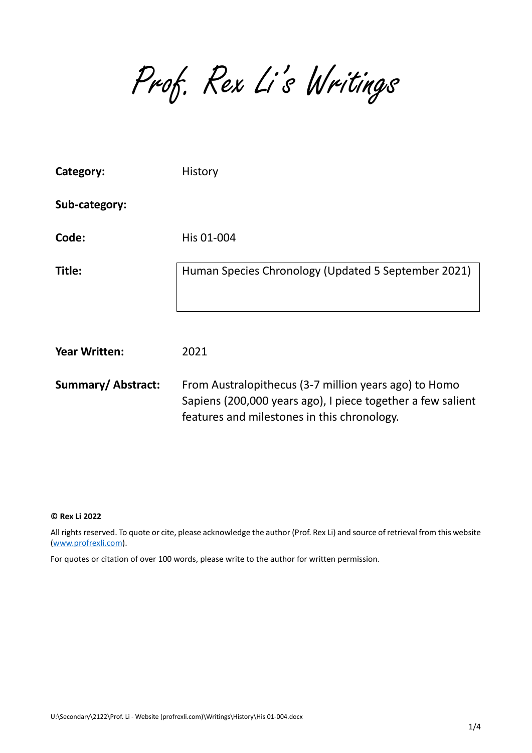# Prof. Rex Li's Writings

| | |
|---|---|
| **Category:** | History |
| **Sub-category:** | |
| **Code:** | His 01-004 |
| **Title:** | Human Species Chronology (Updated 5 September 2021) |
| **Year Written:** | 2021 |
| **Summary/ Abstract:** | From Australopithecus (3-7 million years ago) to Homo Sapiens (200,000 years ago), I piece together a few salient features and milestones in this chronology. |

**© Rex Li 2022**

All rights reserved. To quote or cite, please acknowledge the author (Prof. Rex Li) and source of retrieval from this website (www.profrexli.com).

For quotes or citation of over 100 words, please write to the author for written permission.

U:\Secondary\2122\Prof. Li - Website (profrexli.com)\Writings\History\His 01-004.docx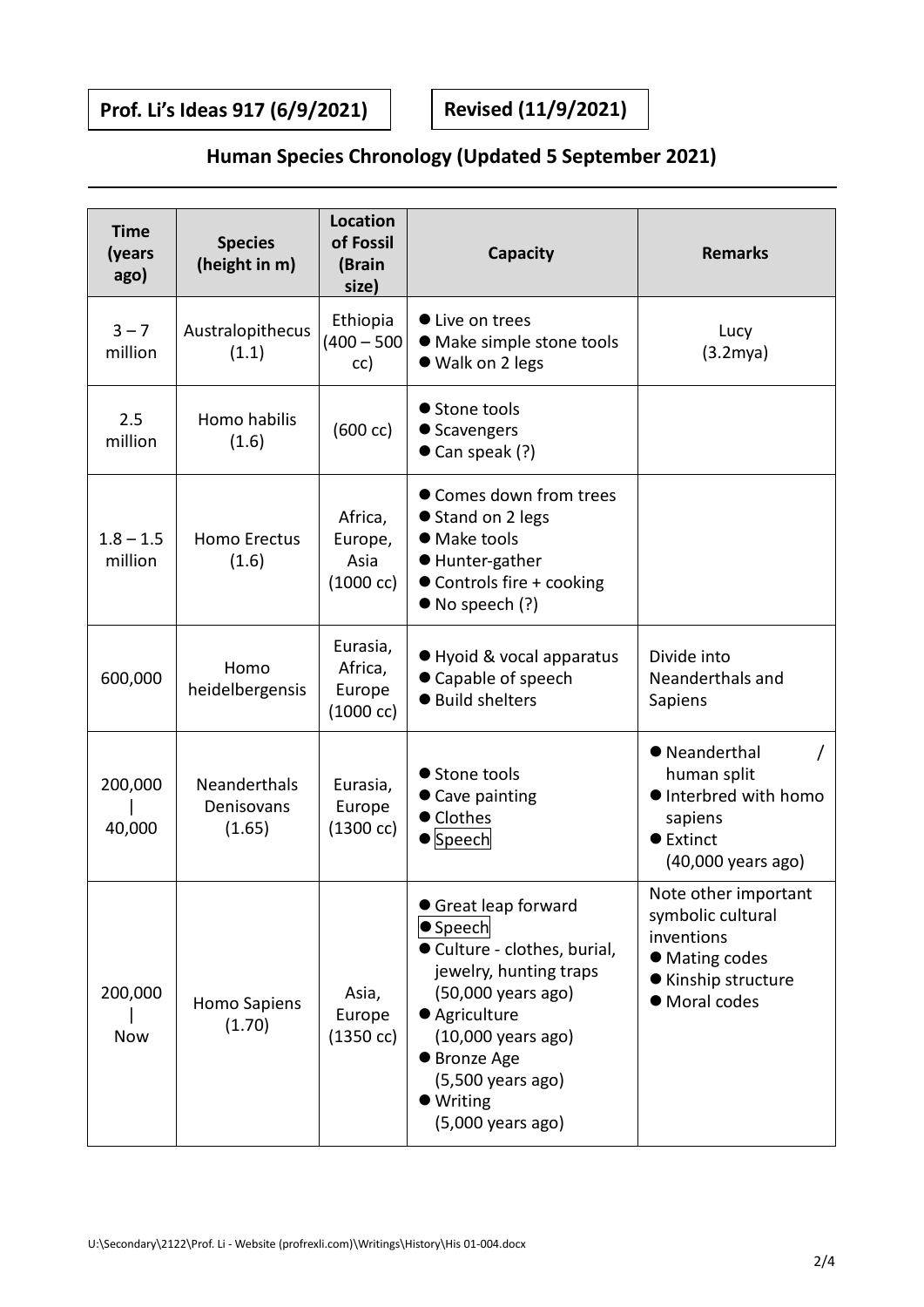**Prof. Li's Ideas 917 (6/9/2021)** **Revised (11/9/2021)**

## Human Species Chronology (Updated 5 September 2021)

| Time (years ago) | Species (height in m) | Location of Fossil (Brain size) | Capacity | Remarks |
|---|---|---|---|---|
| 3 – 7 million | Australopithecus (1.1) | Ethiopia (400 – 500 cc) | ● Live on trees<br>● Make simple stone tools<br>● Walk on 2 legs | Lucy (3.2mya) |
| 2.5 million | Homo habilis (1.6) | (600 cc) | ● Stone tools<br>● Scavengers<br>● Can speak (?) | |
| 1.8 – 1.5 million | Homo Erectus (1.6) | Africa, Europe, Asia (1000 cc) | ● Comes down from trees<br>● Stand on 2 legs<br>● Make tools<br>● Hunter-gather<br>● Controls fire + cooking<br>● No speech (?) | |
| 600,000 | Homo heidelbergensis | Eurasia, Africa, Europe (1000 cc) | ● Hyoid & vocal apparatus<br>● Capable of speech<br>● Build shelters | Divide into Neanderthals and Sapiens |
| 200,000 \| 40,000 | Neanderthals Denisovans (1.65) | Eurasia, Europe (1300 cc) | ● Stone tools<br>● Cave painting<br>● Clothes<br>● Speech | ● Neanderthal / human split<br>● Interbred with homo sapiens<br>● Extinct (40,000 years ago) |
| 200,000 \| Now | Homo Sapiens (1.70) | Asia, Europe (1350 cc) | ● Great leap forward<br>● Speech<br>● Culture - clothes, burial, jewelry, hunting traps (50,000 years ago)<br>● Agriculture (10,000 years ago)<br>● Bronze Age (5,500 years ago)<br>● Writing (5,000 years ago) | Note other important symbolic cultural inventions<br>● Mating codes<br>● Kinship structure<br>● Moral codes |

U:\Secondary\2122\Prof. Li - Website (profrexli.com)\Writings\History\His 01-004.docx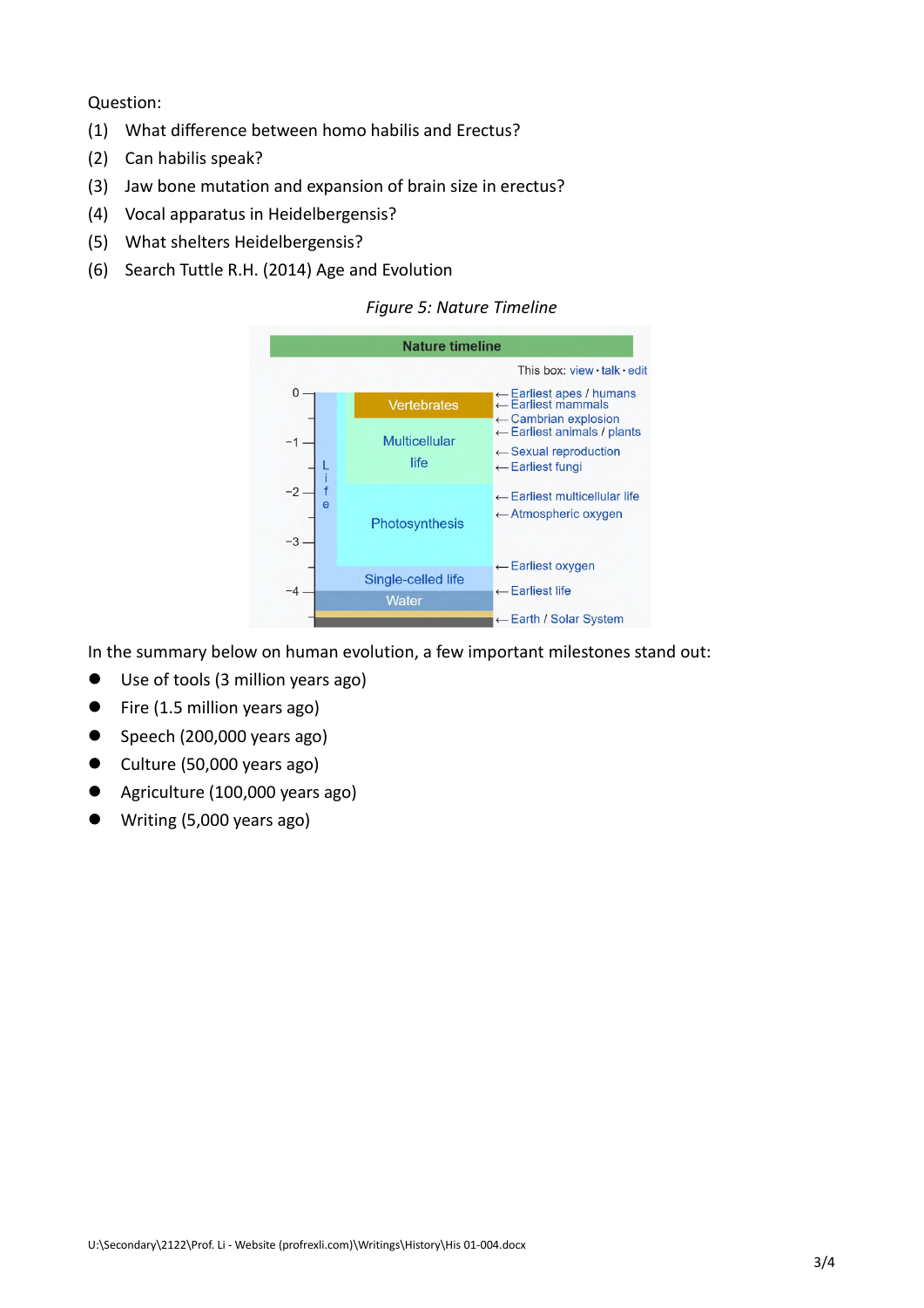Question:

(1) What difference between homo habilis and Erectus?

(2) Can habilis speak?

(3) Jaw bone mutation and expansion of brain size in erectus?

(4) Vocal apparatus in Heidelbergensis?

(5) What shelters Heidelbergensis?

(6) Search Tuttle R.H. (2014) Age and Evolution

*Figure 5: Nature Timeline*

In the summary below on human evolution, a few important milestones stand out:

- Use of tools (3 million years ago)
- Fire (1.5 million years ago)
- Speech (200,000 years ago)
- Culture (50,000 years ago)
- Agriculture (100,000 years ago)
- Writing (5,000 years ago)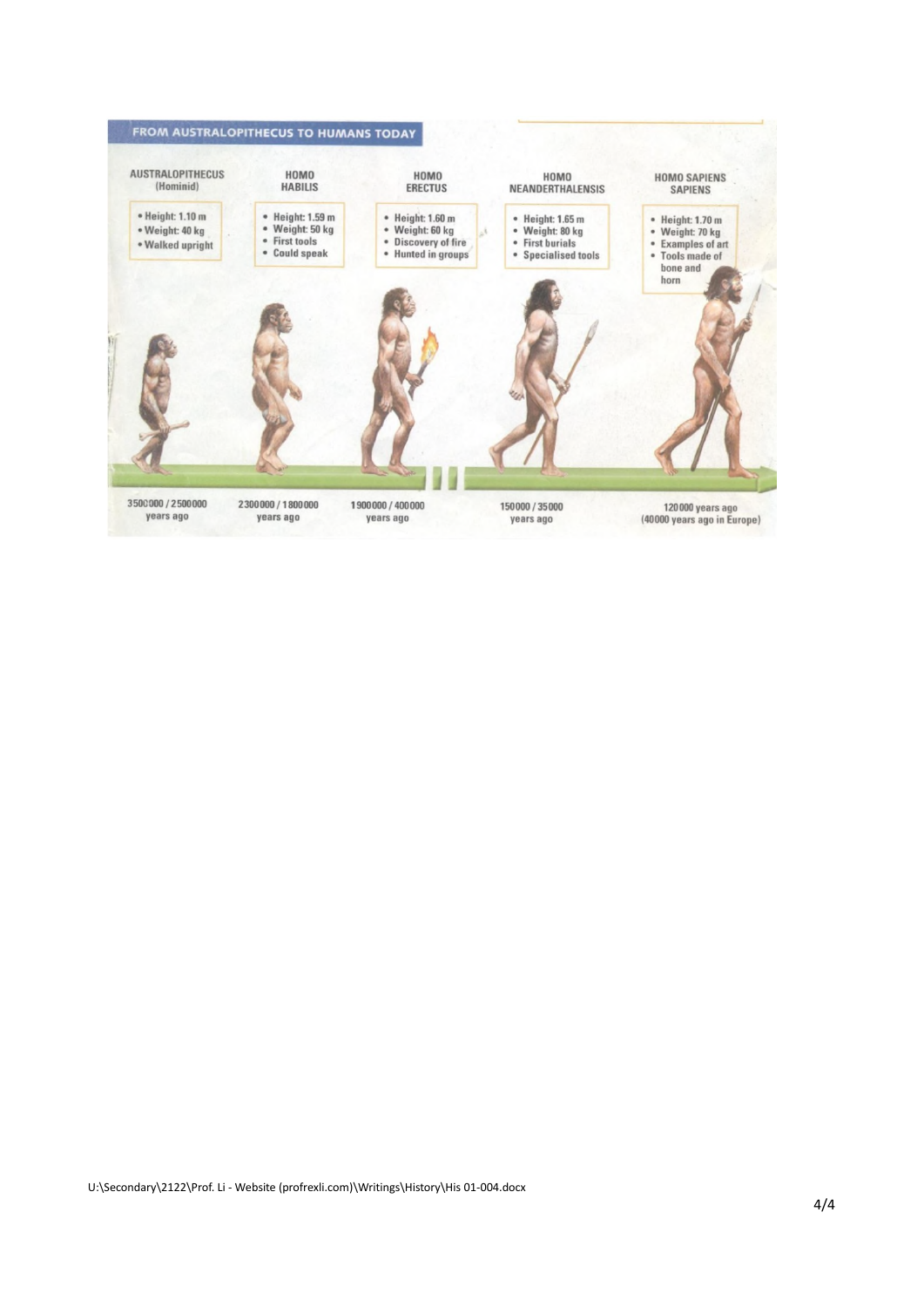FROM AUSTRALOPITHECUS TO HUMANS TODAY

AUSTRALOPITHECUS (Hominid)

- Height: 1.10 m
- Weight: 40 kg
- Walked upright

3500000 / 2500000 years ago

HOMO HABILIS

- Height: 1.59 m
- Weight: 50 kg
- First tools
- Could speak

2300000 / 1800000 years ago

HOMO ERECTUS

- Height: 1.60 m
- Weight: 60 kg
- Discovery of fire
- Hunted in groups

1900000 / 400000 years ago

HOMO NEANDERTHALENSIS

- Height: 1.65 m
- Weight: 80 kg
- First burials
- Specialised tools

150000 / 35000 years ago

HOMO SAPIENS SAPIENS

- Height: 1.70 m
- Weight: 70 kg
- Examples of art
- Tools made of bone and horn

120000 years ago (40000 years ago in Europe)

U:\Secondary\2122\Prof. Li - Website (profrexli.com)\Writings\History\His 01-004.docx